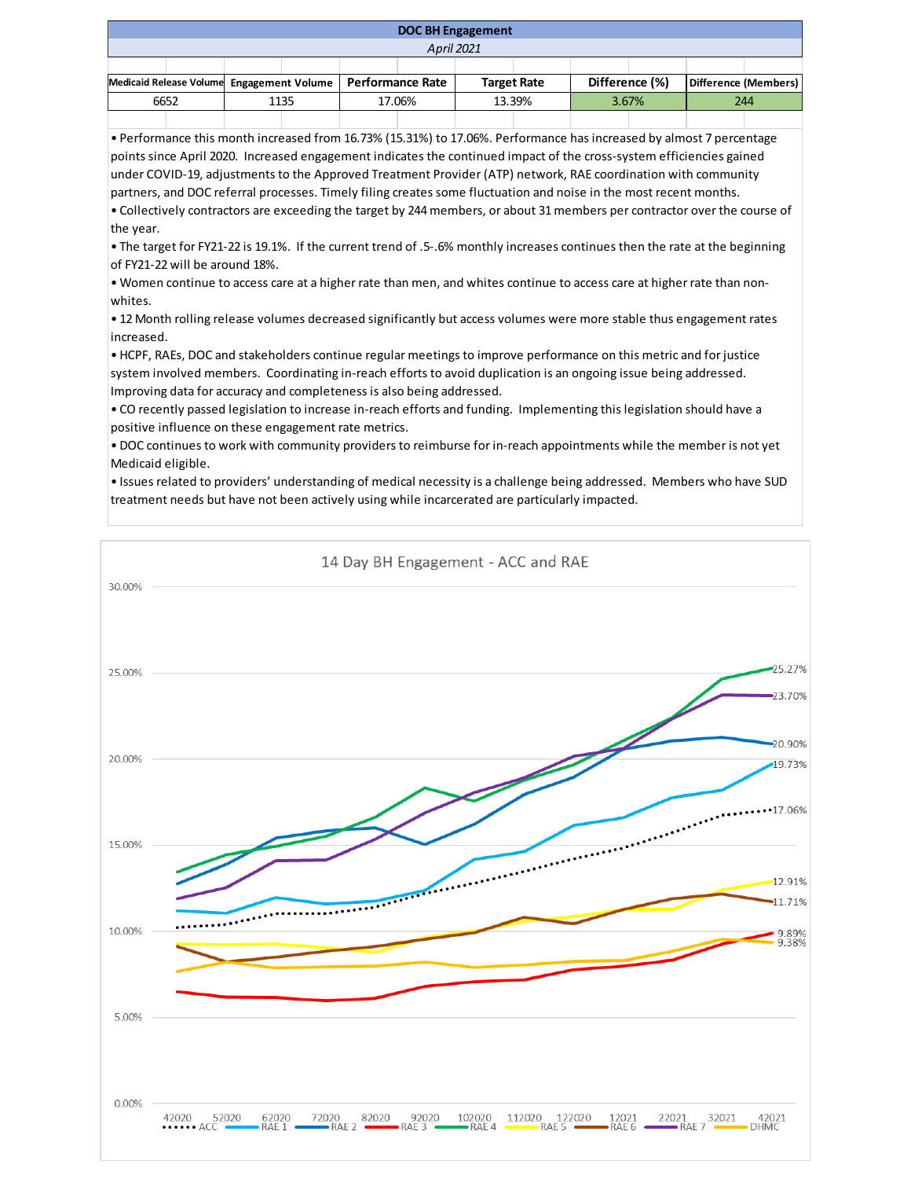## DOC BH Engagement

*April 2021*

| Medicaid Release Volume | Engagement Volume | Performance Rate | Target Rate | Difference (%) | Difference (Members) |
|---|---|---|---|---|---|
| 6652 | 1135 | 17.06% | 13.39% | 3.67% | 244 |

- Performance this month increased from 16.73% (15.31%) to 17.06%. Performance has increased by almost 7 percentage points since April 2020. Increased engagement indicates the continued impact of the cross-system efficiencies gained under COVID-19, adjustments to the Approved Treatment Provider (ATP) network, RAE coordination with community partners, and DOC referral processes. Timely filing creates some fluctuation and noise in the most recent months.
- Collectively contractors are exceeding the target by 244 members, or about 31 members per contractor over the course of the year.
- The target for FY21-22 is 19.1%. If the current trend of .5-.6% monthly increases continues then the rate at the beginning of FY21-22 will be around 18%.
- Women continue to access care at a higher rate than men, and whites continue to access care at higher rate than non-whites.
- 12 Month rolling release volumes decreased significantly but access volumes were more stable thus engagement rates increased.
- HCPF, RAEs, DOC and stakeholders continue regular meetings to improve performance on this metric and for justice system involved members. Coordinating in-reach efforts to avoid duplication is an ongoing issue being addressed. Improving data for accuracy and completeness is also being addressed.
- CO recently passed legislation to increase in-reach efforts and funding. Implementing this legislation should have a positive influence on these engagement rate metrics.
- DOC continues to work with community providers to reimburse for in-reach appointments while the member is not yet Medicaid eligible.
- Issues related to providers' understanding of medical necessity is a challenge being addressed. Members who have SUD treatment needs but have not been actively using while incarcerated are particularly impacted.

### 14 Day BH Engagement - ACC and RAE

[Line chart, 42020 to 42021. Final values (42021): RAE 4 25.27%, RAE 7 23.70%, RAE 2 20.90%, RAE 1 19.73%, ACC 17.06%, RAE 5 12.91%, RAE 6 11.71%, RAE 3 9.89%, DHMC 9.38%]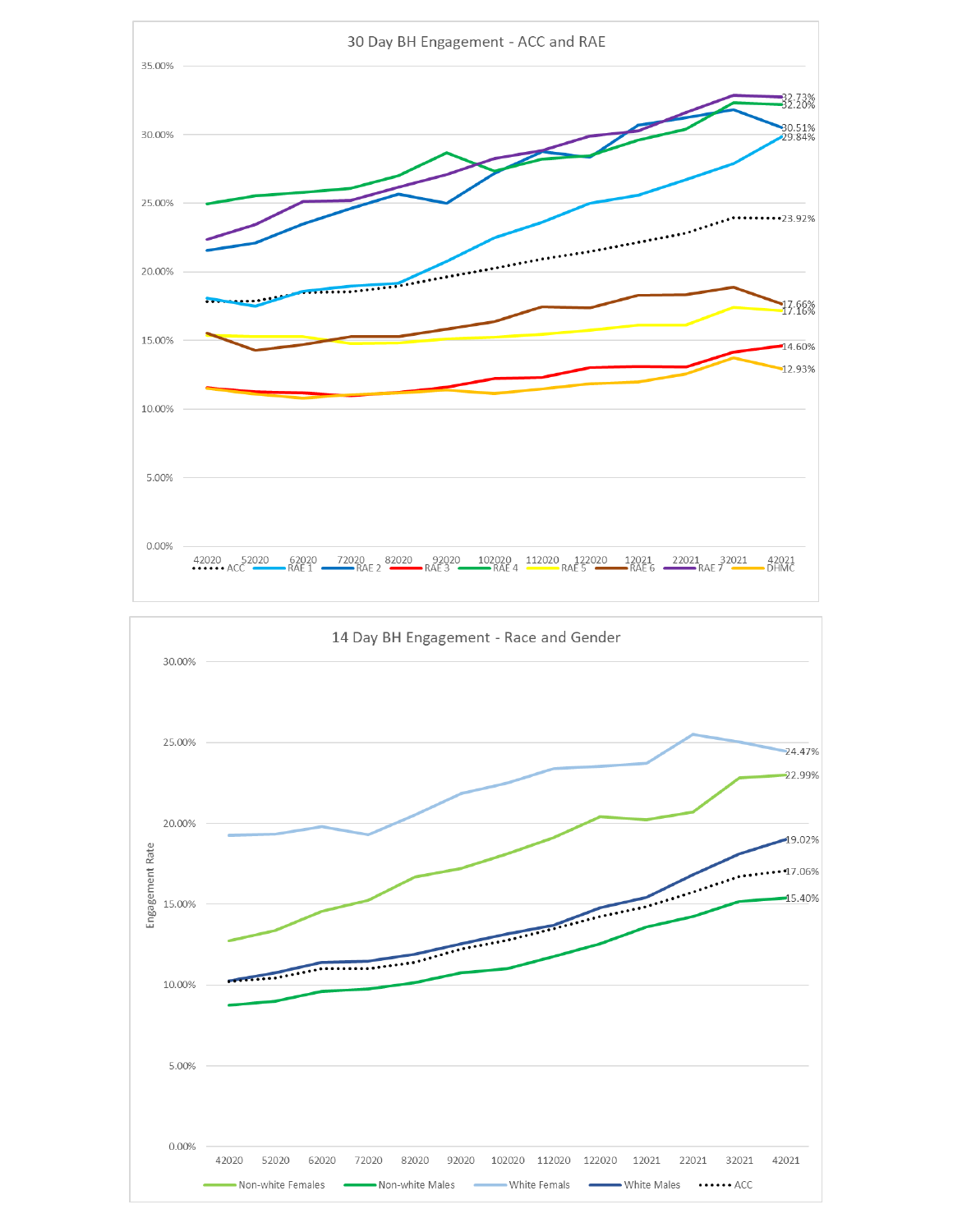## 30 Day BH Engagement - ACC and RAE

35.00%
30.00%
25.00%
20.00%
15.00%
10.00%
5.00%
0.00%

42020 52020 62020 72020 82020 92020 102020 112020 122020 12021 22021 32021 42021

ACC, RAE 1, RAE 2, RAE 3, RAE 4, RAE 5, RAE 6, RAE 7, DHMC

32.73%
32.20%
30.51%
29.84%
23.92%
17.66%
17.16%
14.60%
12.93%

## 14 Day BH Engagement - Race and Gender

Engagement Rate

30.00%
25.00%
20.00%
15.00%
10.00%
5.00%
0.00%

42020 52020 62020 72020 82020 92020 102020 112020 122020 12021 22021 32021 42021

Non-white Females, Non-white Males, White Femals, White Males, ACC

24.47%
22.99%
19.02%
17.06%
15.40%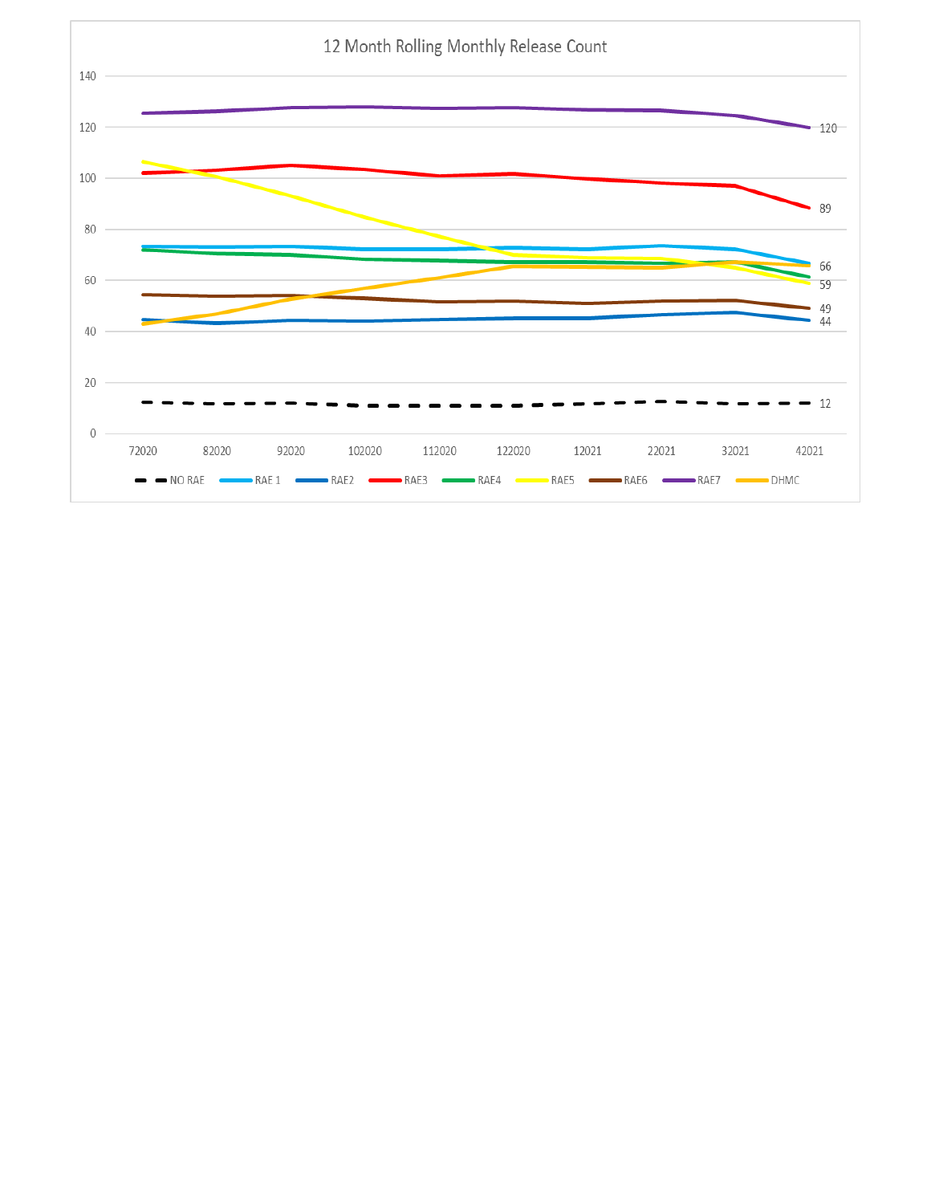12 Month Rolling Monthly Release Count

140
120
100
80
60
40
20
0

72020
82020
92020
102020
112020
122020
12021
22021
32021
42021

120
89
66
59
49
44
12

NO RAE
RAE 1
RAE2
RAE3
RAE4
RAE5
RAE6
RAE7
DHMC